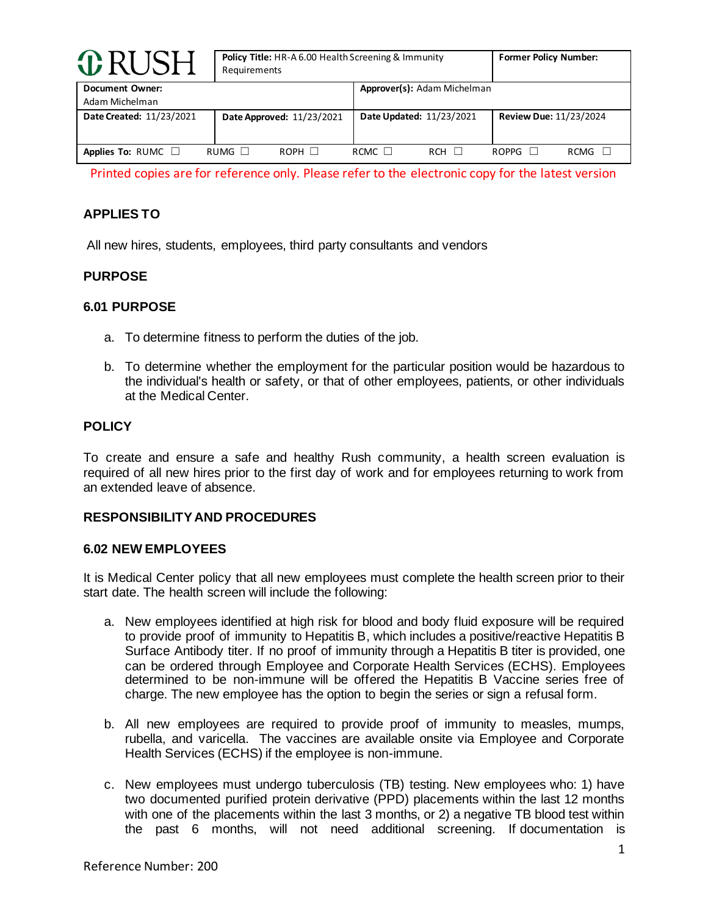| RUSH | Policy Title: HR-A 6.00 Health Screening & Immunity Requirements | | Former Policy Number: |
|---|---|---|---|
| Document Owner: Adam Michelman | | Approver(s): Adam Michelman | |
| Date Created: 11/23/2021 | Date Approved: 11/23/2021 | Date Updated: 11/23/2021 | Review Due: 11/23/2024 |
| Applies To: RUMC ☐ RUMG ☐ | ROPH ☐ | RCMC ☐ RCH ☐ | ROPPG ☐ RCMG ☐ |

Printed copies are for reference only. Please refer to the electronic copy for the latest version

## APPLIES TO

All new hires, students, employees, third party consultants and vendors

## PURPOSE

### 6.01 PURPOSE

a. To determine fitness to perform the duties of the job.

b. To determine whether the employment for the particular position would be hazardous to the individual's health or safety, or that of other employees, patients, or other individuals at the Medical Center.

## POLICY

To create and ensure a safe and healthy Rush community, a health screen evaluation is required of all new hires prior to the first day of work and for employees returning to work from an extended leave of absence.

## RESPONSIBILITY AND PROCEDURES

### 6.02 NEW EMPLOYEES

It is Medical Center policy that all new employees must complete the health screen prior to their start date. The health screen will include the following:

a. New employees identified at high risk for blood and body fluid exposure will be required to provide proof of immunity to Hepatitis B, which includes a positive/reactive Hepatitis B Surface Antibody titer. If no proof of immunity through a Hepatitis B titer is provided, one can be ordered through Employee and Corporate Health Services (ECHS). Employees determined to be non-immune will be offered the Hepatitis B Vaccine series free of charge. The new employee has the option to begin the series or sign a refusal form.

b. All new employees are required to provide proof of immunity to measles, mumps, rubella, and varicella. The vaccines are available onsite via Employee and Corporate Health Services (ECHS) if the employee is non-immune.

c. New employees must undergo tuberculosis (TB) testing. New employees who: 1) have two documented purified protein derivative (PPD) placements within the last 12 months with one of the placements within the last 3 months, or 2) a negative TB blood test within the past 6 months, will not need additional screening. If documentation is

Reference Number: 200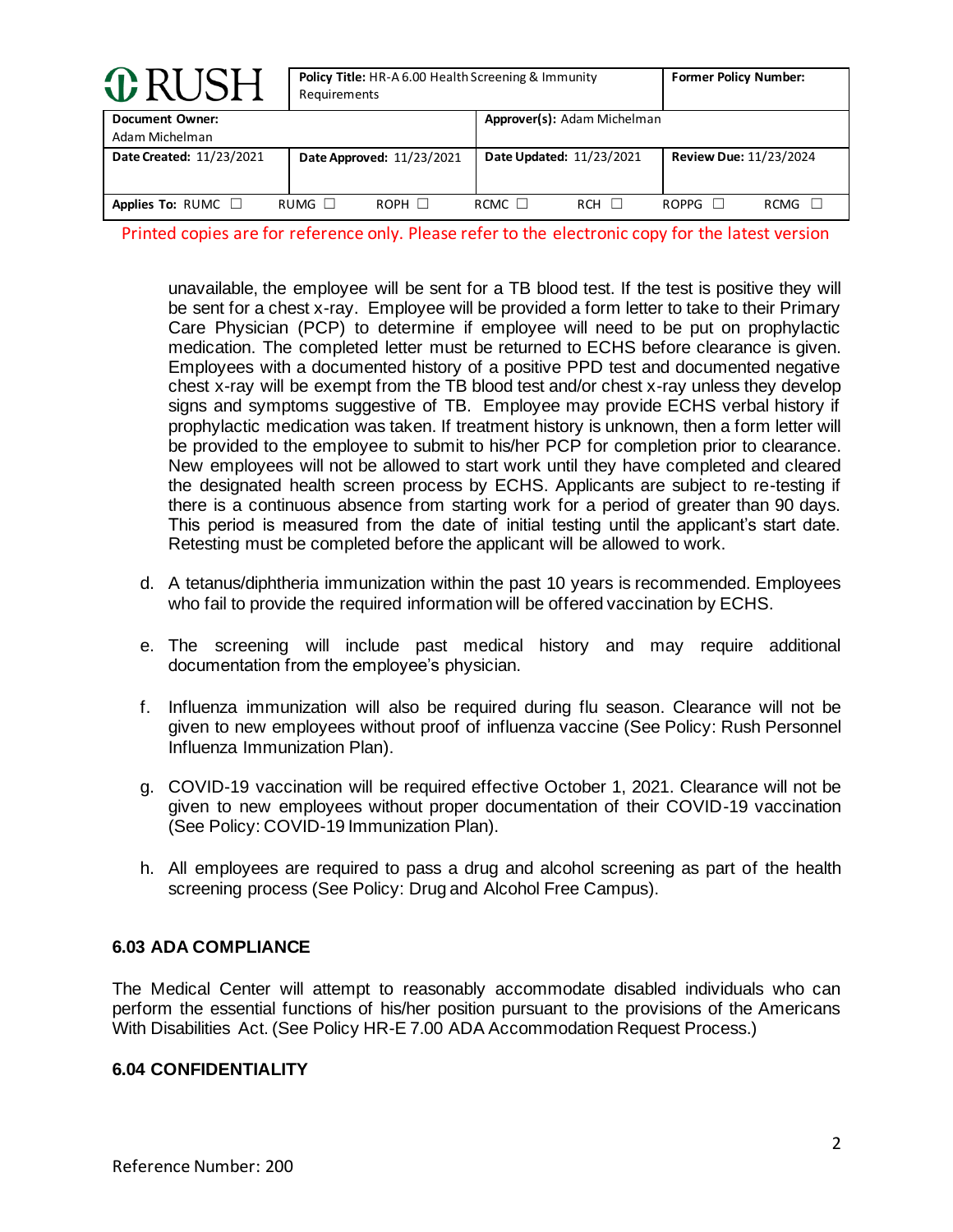unavailable, the employee will be sent for a TB blood test. If the test is positive they will be sent for a chest x-ray. Employee will be provided a form letter to take to their Primary Care Physician (PCP) to determine if employee will need to be put on prophylactic medication. The completed letter must be returned to ECHS before clearance is given. Employees with a documented history of a positive PPD test and documented negative chest x-ray will be exempt from the TB blood test and/or chest x-ray unless they develop signs and symptoms suggestive of TB. Employee may provide ECHS verbal history if prophylactic medication was taken. If treatment history is unknown, then a form letter will be provided to the employee to submit to his/her PCP for completion prior to clearance. New employees will not be allowed to start work until they have completed and cleared the designated health screen process by ECHS. Applicants are subject to re-testing if there is a continuous absence from starting work for a period of greater than 90 days. This period is measured from the date of initial testing until the applicant's start date. Retesting must be completed before the applicant will be allowed to work.

d. A tetanus/diphtheria immunization within the past 10 years is recommended. Employees who fail to provide the required information will be offered vaccination by ECHS.

e. The screening will include past medical history and may require additional documentation from the employee's physician.

f. Influenza immunization will also be required during flu season. Clearance will not be given to new employees without proof of influenza vaccine (See Policy: Rush Personnel Influenza Immunization Plan).

g. COVID-19 vaccination will be required effective October 1, 2021. Clearance will not be given to new employees without proper documentation of their COVID-19 vaccination (See Policy: COVID-19 Immunization Plan).

h. All employees are required to pass a drug and alcohol screening as part of the health screening process (See Policy: Drug and Alcohol Free Campus).

### 6.03 ADA COMPLIANCE

The Medical Center will attempt to reasonably accommodate disabled individuals who can perform the essential functions of his/her position pursuant to the provisions of the Americans With Disabilities Act. (See Policy HR-E 7.00 ADA Accommodation Request Process.)

### 6.04 CONFIDENTIALITY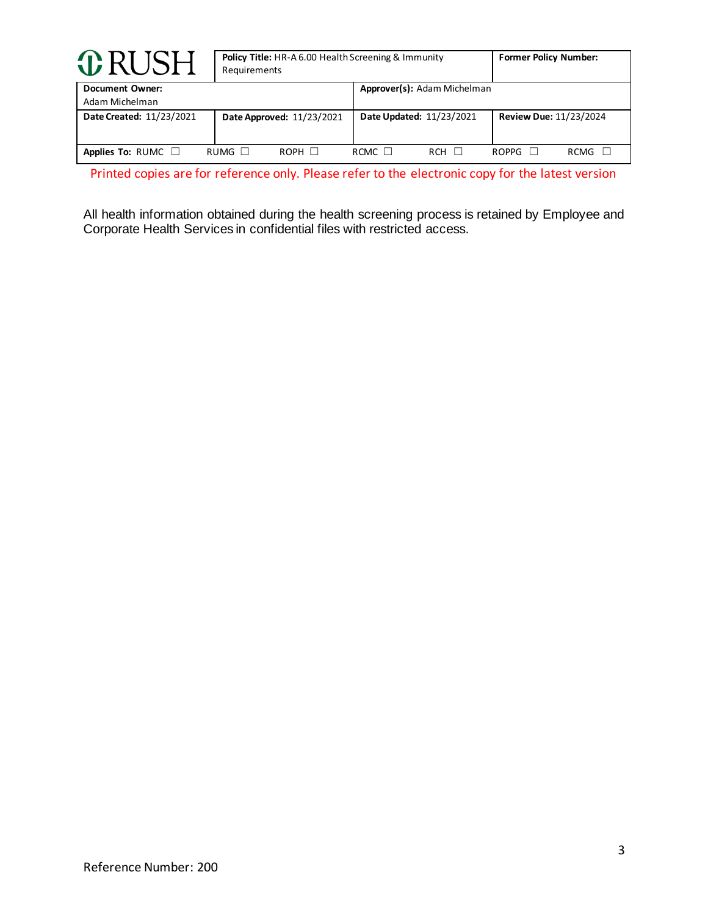All health information obtained during the health screening process is retained by Employee and Corporate Health Services in confidential files with restricted access.